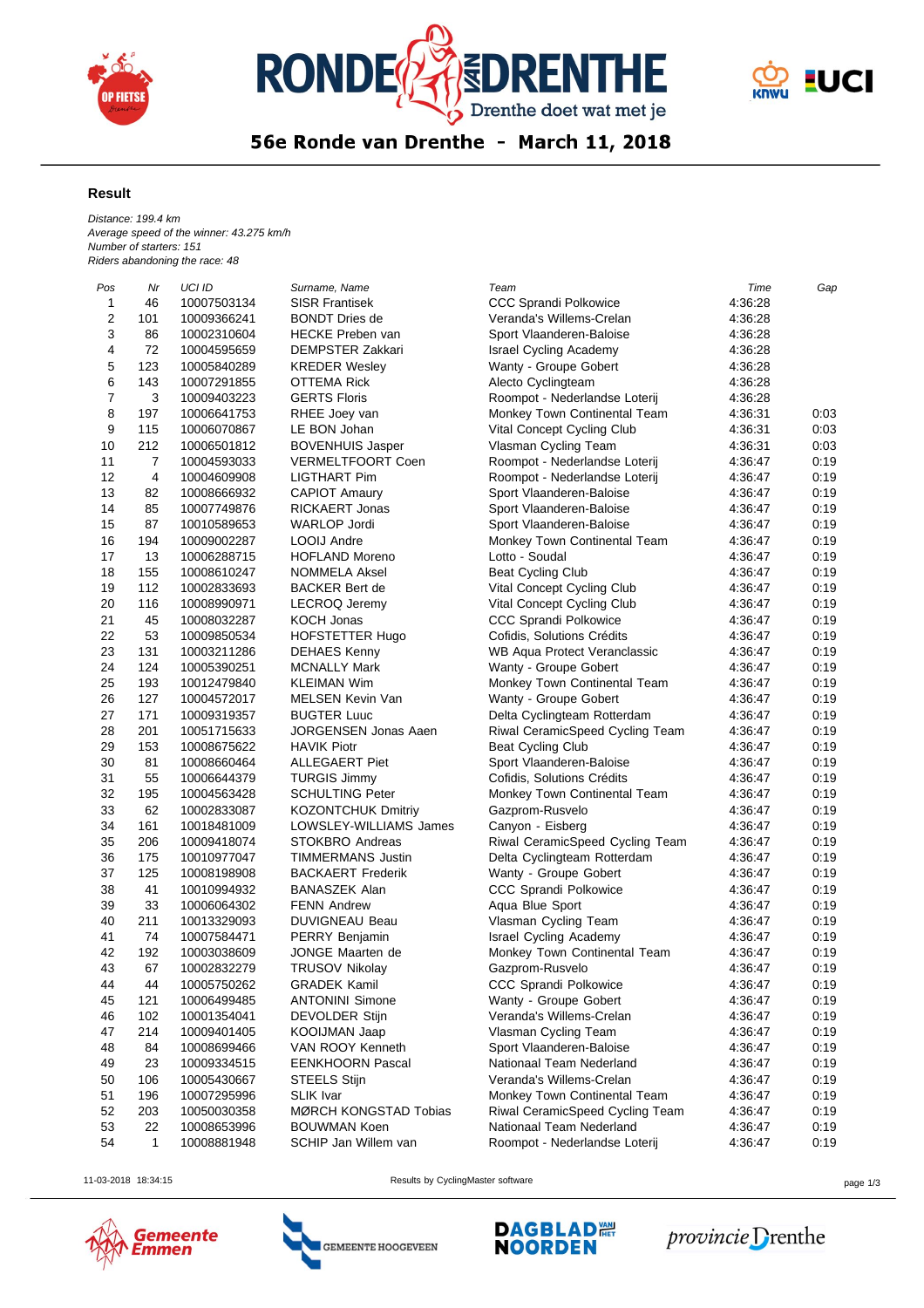# 56e Ronde van Drenthe - March 11, 2018

## Result

*Distance: 199.4 km*
*Average speed of the winner: 43.275 km/h*
*Number of starters: 151*
*Riders abandoning the race: 48*

| Pos | Nr | UCI ID | Surname, Name | Team | Time | Gap |
|---|---|---|---|---|---|---|
| 1 | 46 | 10007503134 | SISR Frantisek | CCC Sprandi Polkowice | 4:36:28 | |
| 2 | 101 | 10009366241 | BONDT Dries de | Veranda's Willems-Crelan | 4:36:28 | |
| 3 | 86 | 10002310604 | HECKE Preben van | Sport Vlaanderen-Baloise | 4:36:28 | |
| 4 | 72 | 10004595659 | DEMPSTER Zakkari | Israel Cycling Academy | 4:36:28 | |
| 5 | 123 | 10005840289 | KREDER Wesley | Wanty - Groupe Gobert | 4:36:28 | |
| 6 | 143 | 10007291855 | OTTEMA Rick | Alecto Cyclingteam | 4:36:28 | |
| 7 | 3 | 10009403223 | GERTS Floris | Roompot - Nederlandse Loterij | 4:36:28 | |
| 8 | 197 | 10006641753 | RHEE Joey van | Monkey Town Continental Team | 4:36:31 | 0:03 |
| 9 | 115 | 10006070867 | LE BON Johan | Vital Concept Cycling Club | 4:36:31 | 0:03 |
| 10 | 212 | 10006501812 | BOVENHUIS Jasper | Vlasman Cycling Team | 4:36:31 | 0:03 |
| 11 | 7 | 10004593033 | VERMELTFOORT Coen | Roompot - Nederlandse Loterij | 4:36:47 | 0:19 |
| 12 | 4 | 10004609908 | LIGTHART Pim | Roompot - Nederlandse Loterij | 4:36:47 | 0:19 |
| 13 | 82 | 10008666932 | CAPIOT Amaury | Sport Vlaanderen-Baloise | 4:36:47 | 0:19 |
| 14 | 85 | 10007749876 | RICKAERT Jonas | Sport Vlaanderen-Baloise | 4:36:47 | 0:19 |
| 15 | 87 | 10010589653 | WARLOP Jordi | Sport Vlaanderen-Baloise | 4:36:47 | 0:19 |
| 16 | 194 | 10009002287 | LOOIJ Andre | Monkey Town Continental Team | 4:36:47 | 0:19 |
| 17 | 13 | 10006288715 | HOFLAND Moreno | Lotto - Soudal | 4:36:47 | 0:19 |
| 18 | 155 | 10008610247 | NOMMELA Aksel | Beat Cycling Club | 4:36:47 | 0:19 |
| 19 | 112 | 10002833693 | BACKER Bert de | Vital Concept Cycling Club | 4:36:47 | 0:19 |
| 20 | 116 | 10008990971 | LECROQ Jeremy | Vital Concept Cycling Club | 4:36:47 | 0:19 |
| 21 | 45 | 10008032287 | KOCH Jonas | CCC Sprandi Polkowice | 4:36:47 | 0:19 |
| 22 | 53 | 10009850534 | HOFSTETTER Hugo | Cofidis, Solutions Crédits | 4:36:47 | 0:19 |
| 23 | 131 | 10003211286 | DEHAES Kenny | WB Aqua Protect Veranclassic | 4:36:47 | 0:19 |
| 24 | 124 | 10005390251 | MCNALLY Mark | Wanty - Groupe Gobert | 4:36:47 | 0:19 |
| 25 | 193 | 10012479840 | KLEIMAN Wim | Monkey Town Continental Team | 4:36:47 | 0:19 |
| 26 | 127 | 10004572017 | MELSEN Kevin Van | Wanty - Groupe Gobert | 4:36:47 | 0:19 |
| 27 | 171 | 10009319357 | BUGTER Luuc | Delta Cyclingteam Rotterdam | 4:36:47 | 0:19 |
| 28 | 201 | 10051715633 | JORGENSEN Jonas Aaen | Riwal CeramicSpeed Cycling Team | 4:36:47 | 0:19 |
| 29 | 153 | 10008675622 | HAVIK Piotr | Beat Cycling Club | 4:36:47 | 0:19 |
| 30 | 81 | 10008660464 | ALLEGAERT Piet | Sport Vlaanderen-Baloise | 4:36:47 | 0:19 |
| 31 | 55 | 10006644379 | TURGIS Jimmy | Cofidis, Solutions Crédits | 4:36:47 | 0:19 |
| 32 | 195 | 10004563428 | SCHULTING Peter | Monkey Town Continental Team | 4:36:47 | 0:19 |
| 33 | 62 | 10002833087 | KOZONTCHUK Dmitriy | Gazprom-Rusvelo | 4:36:47 | 0:19 |
| 34 | 161 | 10018481009 | LOWSLEY-WILLIAMS James | Canyon - Eisberg | 4:36:47 | 0:19 |
| 35 | 206 | 10009418074 | STOKBRO Andreas | Riwal CeramicSpeed Cycling Team | 4:36:47 | 0:19 |
| 36 | 175 | 10010977047 | TIMMERMANS Justin | Delta Cyclingteam Rotterdam | 4:36:47 | 0:19 |
| 37 | 125 | 10008198908 | BACKAERT Frederik | Wanty - Groupe Gobert | 4:36:47 | 0:19 |
| 38 | 41 | 10010994932 | BANASZEK Alan | CCC Sprandi Polkowice | 4:36:47 | 0:19 |
| 39 | 33 | 10006064302 | FENN Andrew | Aqua Blue Sport | 4:36:47 | 0:19 |
| 40 | 211 | 10013329093 | DUVIGNEAU Beau | Vlasman Cycling Team | 4:36:47 | 0:19 |
| 41 | 74 | 10007584471 | PERRY Benjamin | Israel Cycling Academy | 4:36:47 | 0:19 |
| 42 | 192 | 10003038609 | JONGE Maarten de | Monkey Town Continental Team | 4:36:47 | 0:19 |
| 43 | 67 | 10002832279 | TRUSOV Nikolay | Gazprom-Rusvelo | 4:36:47 | 0:19 |
| 44 | 44 | 10005750262 | GRADEK Kamil | CCC Sprandi Polkowice | 4:36:47 | 0:19 |
| 45 | 121 | 10006499485 | ANTONINI Simone | Wanty - Groupe Gobert | 4:36:47 | 0:19 |
| 46 | 102 | 10001354041 | DEVOLDER Stijn | Veranda's Willems-Crelan | 4:36:47 | 0:19 |
| 47 | 214 | 10009401405 | KOOIJMAN Jaap | Vlasman Cycling Team | 4:36:47 | 0:19 |
| 48 | 84 | 10008699466 | VAN ROOY Kenneth | Sport Vlaanderen-Baloise | 4:36:47 | 0:19 |
| 49 | 23 | 10009334515 | EENKHOORN Pascal | Nationaal Team Nederland | 4:36:47 | 0:19 |
| 50 | 106 | 10005430667 | STEELS Stijn | Veranda's Willems-Crelan | 4:36:47 | 0:19 |
| 51 | 196 | 10007295996 | SLIK Ivar | Monkey Town Continental Team | 4:36:47 | 0:19 |
| 52 | 203 | 10050030358 | MØRCH KONGSTAD Tobias | Riwal CeramicSpeed Cycling Team | 4:36:47 | 0:19 |
| 53 | 22 | 10008653996 | BOUWMAN Koen | Nationaal Team Nederland | 4:36:47 | 0:19 |
| 54 | 1 | 10008881948 | SCHIP Jan Willem van | Roompot - Nederlandse Loterij | 4:36:47 | 0:19 |

11-03-2018 18:34:15 Results by CyclingMaster software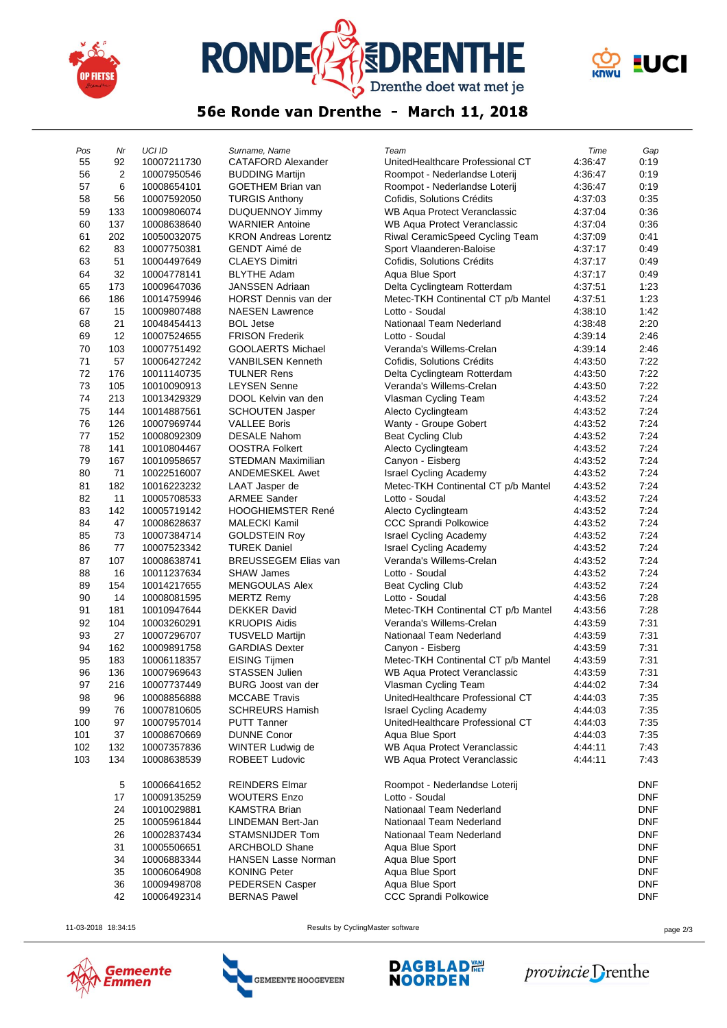# 56e Ronde van Drenthe - March 11, 2018

| Pos | Nr | UCI ID | Surname, Name | Team | Time | Gap |
|---|---|---|---|---|---|---|
| 55 | 92 | 10007211730 | CATAFORD Alexander | UnitedHealthcare Professional CT | 4:36:47 | 0:19 |
| 56 | 2 | 10007950546 | BUDDING Martijn | Roompot - Nederlandse Loterij | 4:36:47 | 0:19 |
| 57 | 6 | 10008654101 | GOETHEM Brian van | Roompot - Nederlandse Loterij | 4:36:47 | 0:19 |
| 58 | 56 | 10007592050 | TURGIS Anthony | Cofidis, Solutions Crédits | 4:37:03 | 0:35 |
| 59 | 133 | 10009806074 | DUQUENNOY Jimmy | WB Aqua Protect Veranclassic | 4:37:04 | 0:36 |
| 60 | 137 | 10008638640 | WARNIER Antoine | WB Aqua Protect Veranclassic | 4:37:04 | 0:36 |
| 61 | 202 | 10050032075 | KRON Andreas Lorentz | Riwal CeramicSpeed Cycling Team | 4:37:09 | 0:41 |
| 62 | 83 | 10007750381 | GENDT Aimé de | Sport Vlaanderen-Baloise | 4:37:17 | 0:49 |
| 63 | 51 | 10004497649 | CLAEYS Dimitri | Cofidis, Solutions Crédits | 4:37:17 | 0:49 |
| 64 | 32 | 10004778141 | BLYTHE Adam | Aqua Blue Sport | 4:37:17 | 0:49 |
| 65 | 173 | 10009647036 | JANSSEN Adriaan | Delta Cyclingteam Rotterdam | 4:37:51 | 1:23 |
| 66 | 186 | 10014759946 | HORST Dennis van der | Metec-TKH Continental CT p/b Mantel | 4:37:51 | 1:23 |
| 67 | 15 | 10009807488 | NAESEN Lawrence | Lotto - Soudal | 4:38:10 | 1:42 |
| 68 | 21 | 10048454413 | BOL Jetse | Nationaal Team Nederland | 4:38:48 | 2:20 |
| 69 | 12 | 10007524655 | FRISON Frederik | Lotto - Soudal | 4:39:14 | 2:46 |
| 70 | 103 | 10007751492 | GOOLAERTS Michael | Veranda's Willems-Crelan | 4:39:14 | 2:46 |
| 71 | 57 | 10006427242 | VANBILSEN Kenneth | Cofidis, Solutions Crédits | 4:43:50 | 7:22 |
| 72 | 176 | 10011140735 | TULNER Rens | Delta Cyclingteam Rotterdam | 4:43:50 | 7:22 |
| 73 | 105 | 10010090913 | LEYSEN Senne | Veranda's Willems-Crelan | 4:43:50 | 7:22 |
| 74 | 213 | 10013429329 | DOOL Kelvin van den | Vlasman Cycling Team | 4:43:52 | 7:24 |
| 75 | 144 | 10014887561 | SCHOUTEN Jasper | Alecto Cyclingteam | 4:43:52 | 7:24 |
| 76 | 126 | 10007969744 | VALLEE Boris | Wanty - Groupe Gobert | 4:43:52 | 7:24 |
| 77 | 152 | 10008092309 | DESALE Nahom | Beat Cycling Club | 4:43:52 | 7:24 |
| 78 | 141 | 10010804467 | OOSTRA Folkert | Alecto Cyclingteam | 4:43:52 | 7:24 |
| 79 | 167 | 10010958657 | STEDMAN Maximilian | Canyon - Eisberg | 4:43:52 | 7:24 |
| 80 | 71 | 10022516007 | ANDEMESKEL Awet | Israel Cycling Academy | 4:43:52 | 7:24 |
| 81 | 182 | 10016223232 | LAAT Jasper de | Metec-TKH Continental CT p/b Mantel | 4:43:52 | 7:24 |
| 82 | 11 | 10005708533 | ARMEE Sander | Lotto - Soudal | 4:43:52 | 7:24 |
| 83 | 142 | 10005719142 | HOOGHIEMSTER René | Alecto Cyclingteam | 4:43:52 | 7:24 |
| 84 | 47 | 10008628637 | MALECKI Kamil | CCC Sprandi Polkowice | 4:43:52 | 7:24 |
| 85 | 73 | 10007384714 | GOLDSTEIN Roy | Israel Cycling Academy | 4:43:52 | 7:24 |
| 86 | 77 | 10007523342 | TUREK Daniel | Israel Cycling Academy | 4:43:52 | 7:24 |
| 87 | 107 | 10008638741 | BREUSSEGEM Elias van | Veranda's Willems-Crelan | 4:43:52 | 7:24 |
| 88 | 16 | 10011237634 | SHAW James | Lotto - Soudal | 4:43:52 | 7:24 |
| 89 | 154 | 10014217655 | MENGOULAS Alex | Beat Cycling Club | 4:43:52 | 7:24 |
| 90 | 14 | 10008081595 | MERTZ Remy | Lotto - Soudal | 4:43:56 | 7:28 |
| 91 | 181 | 10010947644 | DEKKER David | Metec-TKH Continental CT p/b Mantel | 4:43:56 | 7:28 |
| 92 | 104 | 10003260291 | KRUOPIS Aidis | Veranda's Willems-Crelan | 4:43:59 | 7:31 |
| 93 | 27 | 10007296707 | TUSVELD Martijn | Nationaal Team Nederland | 4:43:59 | 7:31 |
| 94 | 162 | 10009891758 | GARDIAS Dexter | Canyon - Eisberg | 4:43:59 | 7:31 |
| 95 | 183 | 10006118357 | EISING Tijmen | Metec-TKH Continental CT p/b Mantel | 4:43:59 | 7:31 |
| 96 | 136 | 10007969643 | STASSEN Julien | WB Aqua Protect Veranclassic | 4:43:59 | 7:31 |
| 97 | 216 | 10007737449 | BURG Joost van der | Vlasman Cycling Team | 4:44:02 | 7:34 |
| 98 | 96 | 10008856888 | MCCABE Travis | UnitedHealthcare Professional CT | 4:44:03 | 7:35 |
| 99 | 76 | 10007810605 | SCHREURS Hamish | Israel Cycling Academy | 4:44:03 | 7:35 |
| 100 | 97 | 10007957014 | PUTT Tanner | UnitedHealthcare Professional CT | 4:44:03 | 7:35 |
| 101 | 37 | 10008670669 | DUNNE Conor | Aqua Blue Sport | 4:44:03 | 7:35 |
| 102 | 132 | 10007357836 | WINTER Ludwig de | WB Aqua Protect Veranclassic | 4:44:11 | 7:43 |
| 103 | 134 | 10008638539 | ROBEET Ludovic | WB Aqua Protect Veranclassic | 4:44:11 | 7:43 |
| | 5 | 10006641652 | REINDERS Elmar | Roompot - Nederlandse Loterij | | DNF |
| | 17 | 10009135259 | WOUTERS Enzo | Lotto - Soudal | | DNF |
| | 24 | 10010029881 | KAMSTRA Brian | Nationaal Team Nederland | | DNF |
| | 25 | 10005961844 | LINDEMAN Bert-Jan | Nationaal Team Nederland | | DNF |
| | 26 | 10002837434 | STAMSNIJDER Tom | Nationaal Team Nederland | | DNF |
| | 31 | 10005506651 | ARCHBOLD Shane | Aqua Blue Sport | | DNF |
| | 34 | 10006883344 | HANSEN Lasse Norman | Aqua Blue Sport | | DNF |
| | 35 | 10006064908 | KONING Peter | Aqua Blue Sport | | DNF |
| | 36 | 10009498708 | PEDERSEN Casper | Aqua Blue Sport | | DNF |
| | 42 | 10006492314 | BERNAS Pawel | CCC Sprandi Polkowice | | DNF |

11-03-2018 18:34:15 — Results by CyclingMaster software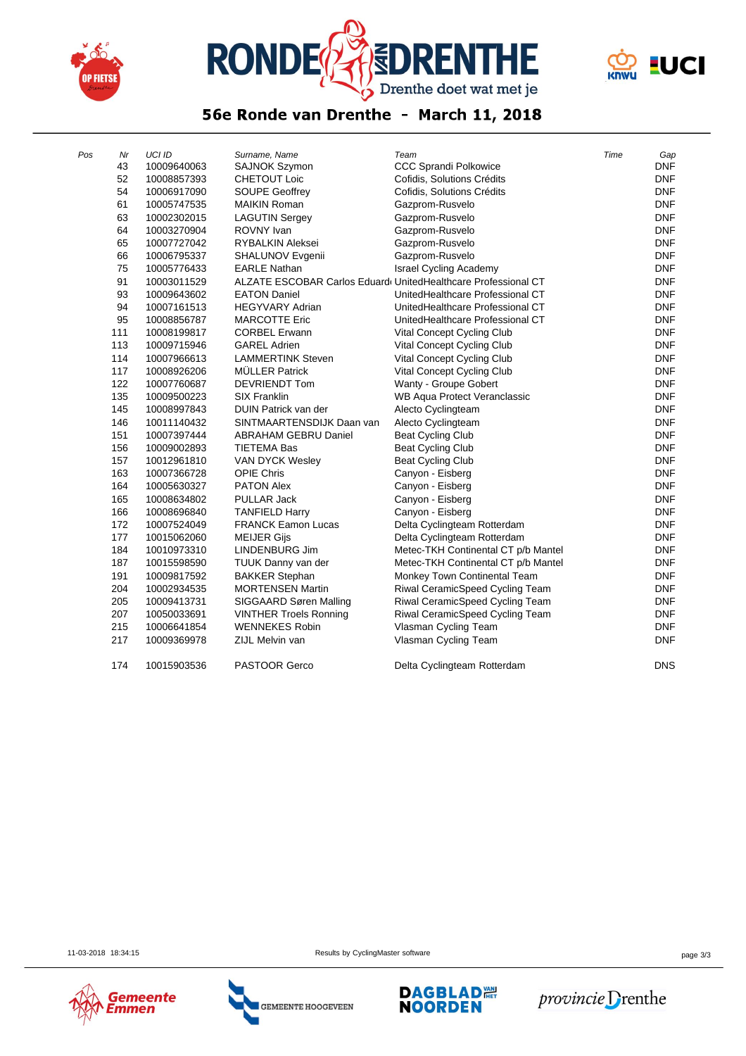# 56e Ronde van Drenthe - March 11, 2018

| Pos | Nr | UCI ID | Surname, Name | Team | Time | Gap |
|---|---|---|---|---|---|---|
| | 43 | 10009640063 | SAJNOK Szymon | CCC Sprandi Polkowice | | DNF |
| | 52 | 10008857393 | CHETOUT Loic | Cofidis, Solutions Crédits | | DNF |
| | 54 | 10006917090 | SOUPE Geoffrey | Cofidis, Solutions Crédits | | DNF |
| | 61 | 10005747535 | MAIKIN Roman | Gazprom-Rusvelo | | DNF |
| | 63 | 10002302015 | LAGUTIN Sergey | Gazprom-Rusvelo | | DNF |
| | 64 | 10003270904 | ROVNY Ivan | Gazprom-Rusvelo | | DNF |
| | 65 | 10007727042 | RYBALKIN Aleksei | Gazprom-Rusvelo | | DNF |
| | 66 | 10006795337 | SHALUNOV Evgenii | Gazprom-Rusvelo | | DNF |
| | 75 | 10005776433 | EARLE Nathan | Israel Cycling Academy | | DNF |
| | 91 | 10003011529 | ALZATE ESCOBAR Carlos Eduard | UnitedHealthcare Professional CT | | DNF |
| | 93 | 10009643602 | EATON Daniel | UnitedHealthcare Professional CT | | DNF |
| | 94 | 10007161513 | HEGYVARY Adrian | UnitedHealthcare Professional CT | | DNF |
| | 95 | 10008856787 | MARCOTTE Eric | UnitedHealthcare Professional CT | | DNF |
| | 111 | 10008199817 | CORBEL Erwann | Vital Concept Cycling Club | | DNF |
| | 113 | 10009715946 | GAREL Adrien | Vital Concept Cycling Club | | DNF |
| | 114 | 10007966613 | LAMMERTINK Steven | Vital Concept Cycling Club | | DNF |
| | 117 | 10008926206 | MÜLLER Patrick | Vital Concept Cycling Club | | DNF |
| | 122 | 10007760687 | DEVRIENDT Tom | Wanty - Groupe Gobert | | DNF |
| | 135 | 10009500223 | SIX Franklin | WB Aqua Protect Veranclassic | | DNF |
| | 145 | 10008997843 | DUIN Patrick van der | Alecto Cyclingteam | | DNF |
| | 146 | 10011140432 | SINTMAARTENSDIJK Daan van | Alecto Cyclingteam | | DNF |
| | 151 | 10007397444 | ABRAHAM GEBRU Daniel | Beat Cycling Club | | DNF |
| | 156 | 10009002893 | TIETEMA Bas | Beat Cycling Club | | DNF |
| | 157 | 10012961810 | VAN DYCK Wesley | Beat Cycling Club | | DNF |
| | 163 | 10007366728 | OPIE Chris | Canyon - Eisberg | | DNF |
| | 164 | 10005630327 | PATON Alex | Canyon - Eisberg | | DNF |
| | 165 | 10008634802 | PULLAR Jack | Canyon - Eisberg | | DNF |
| | 166 | 10008696840 | TANFIELD Harry | Canyon - Eisberg | | DNF |
| | 172 | 10007524049 | FRANCK Eamon Lucas | Delta Cyclingteam Rotterdam | | DNF |
| | 177 | 10015062060 | MEIJER Gijs | Delta Cyclingteam Rotterdam | | DNF |
| | 184 | 10010973310 | LINDENBURG Jim | Metec-TKH Continental CT p/b Mantel | | DNF |
| | 187 | 10015598590 | TUUK Danny van der | Metec-TKH Continental CT p/b Mantel | | DNF |
| | 191 | 10009817592 | BAKKER Stephan | Monkey Town Continental Team | | DNF |
| | 204 | 10002934535 | MORTENSEN Martin | Riwal CeramicSpeed Cycling Team | | DNF |
| | 205 | 10009413731 | SIGGAARD Søren Malling | Riwal CeramicSpeed Cycling Team | | DNF |
| | 207 | 10050033691 | VINTHER Troels Ronning | Riwal CeramicSpeed Cycling Team | | DNF |
| | 215 | 10006641854 | WENNEKES Robin | Vlasman Cycling Team | | DNF |
| | 217 | 10009369978 | ZIJL Melvin van | Vlasman Cycling Team | | DNF |
| | 174 | 10015903536 | PASTOOR Gerco | Delta Cyclingteam Rotterdam | | DNS |

11-03-2018 18:34:15 — Results by CyclingMaster software